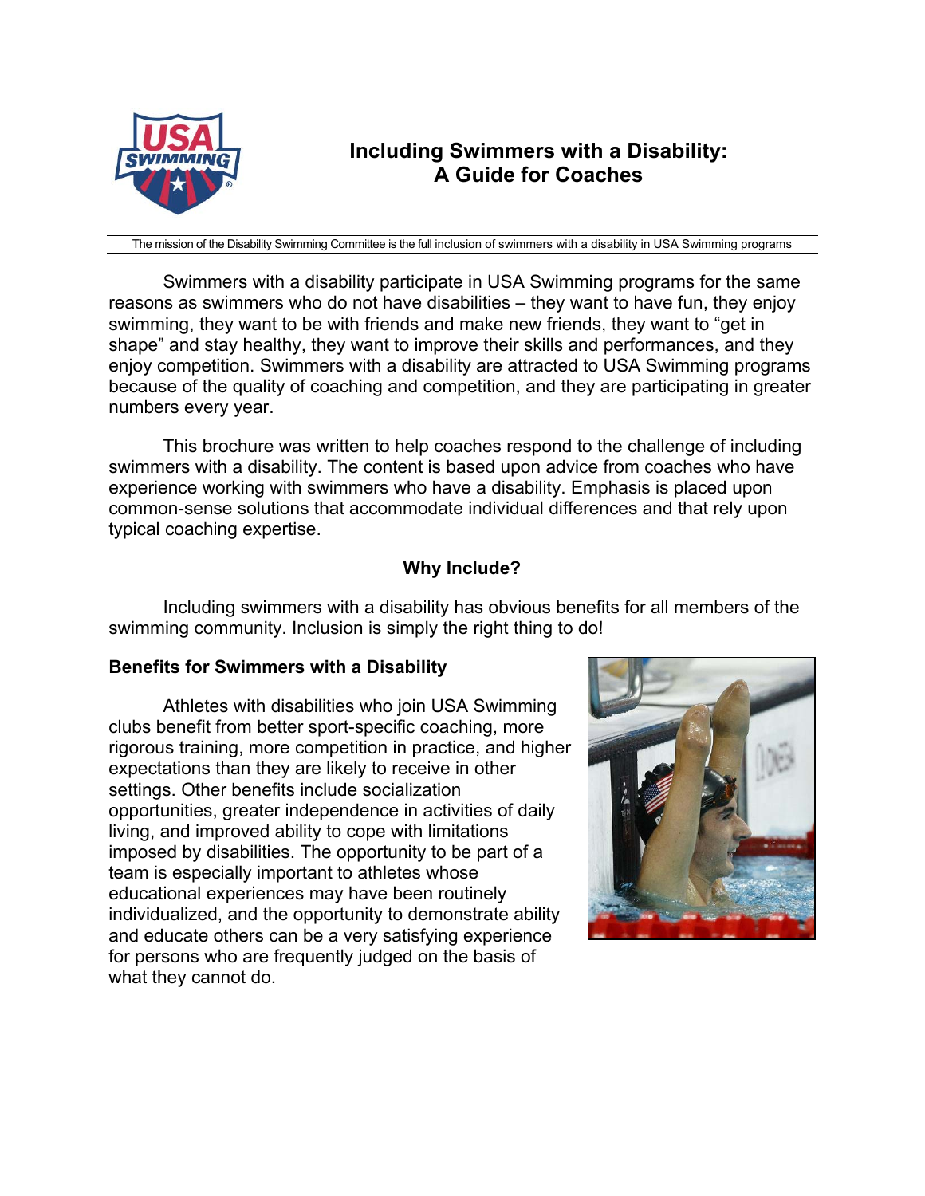# Including Swimmers with a Disability: A Guide for Coaches

The mission of the Disability Swimming Committee is the full inclusion of swimmers with a disability in USA Swimming programs

Swimmers with a disability participate in USA Swimming programs for the same reasons as swimmers who do not have disabilities – they want to have fun, they enjoy swimming, they want to be with friends and make new friends, they want to "get in shape" and stay healthy, they want to improve their skills and performances, and they enjoy competition. Swimmers with a disability are attracted to USA Swimming programs because of the quality of coaching and competition, and they are participating in greater numbers every year.

This brochure was written to help coaches respond to the challenge of including swimmers with a disability. The content is based upon advice from coaches who have experience working with swimmers who have a disability. Emphasis is placed upon common-sense solutions that accommodate individual differences and that rely upon typical coaching expertise.

## Why Include?

Including swimmers with a disability has obvious benefits for all members of the swimming community. Inclusion is simply the right thing to do!

### Benefits for Swimmers with a Disability

Athletes with disabilities who join USA Swimming clubs benefit from better sport-specific coaching, more rigorous training, more competition in practice, and higher expectations than they are likely to receive in other settings. Other benefits include socialization opportunities, greater independence in activities of daily living, and improved ability to cope with limitations imposed by disabilities. The opportunity to be part of a team is especially important to athletes whose educational experiences may have been routinely individualized, and the opportunity to demonstrate ability and educate others can be a very satisfying experience for persons who are frequently judged on the basis of what they cannot do.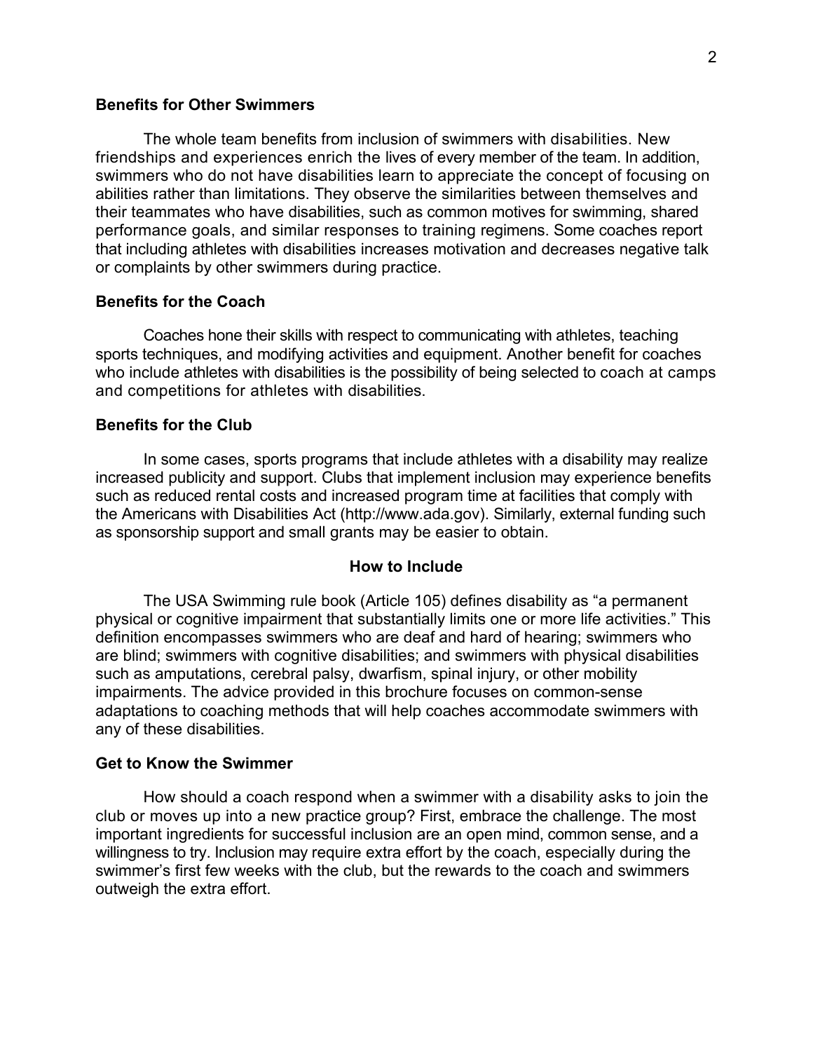### Benefits for Other Swimmers

The whole team benefits from inclusion of swimmers with disabilities. New friendships and experiences enrich the lives of every member of the team. In addition, swimmers who do not have disabilities learn to appreciate the concept of focusing on abilities rather than limitations. They observe the similarities between themselves and their teammates who have disabilities, such as common motives for swimming, shared performance goals, and similar responses to training regimens. Some coaches report that including athletes with disabilities increases motivation and decreases negative talk or complaints by other swimmers during practice.

### Benefits for the Coach

Coaches hone their skills with respect to communicating with athletes, teaching sports techniques, and modifying activities and equipment. Another benefit for coaches who include athletes with disabilities is the possibility of being selected to coach at camps and competitions for athletes with disabilities.

### Benefits for the Club

In some cases, sports programs that include athletes with a disability may realize increased publicity and support. Clubs that implement inclusion may experience benefits such as reduced rental costs and increased program time at facilities that comply with the Americans with Disabilities Act (http://www.ada.gov). Similarly, external funding such as sponsorship support and small grants may be easier to obtain.

## How to Include

The USA Swimming rule book (Article 105) defines disability as "a permanent physical or cognitive impairment that substantially limits one or more life activities." This definition encompasses swimmers who are deaf and hard of hearing; swimmers who are blind; swimmers with cognitive disabilities; and swimmers with physical disabilities such as amputations, cerebral palsy, dwarfism, spinal injury, or other mobility impairments. The advice provided in this brochure focuses on common-sense adaptations to coaching methods that will help coaches accommodate swimmers with any of these disabilities.

### Get to Know the Swimmer

How should a coach respond when a swimmer with a disability asks to join the club or moves up into a new practice group? First, embrace the challenge. The most important ingredients for successful inclusion are an open mind, common sense, and a willingness to try. Inclusion may require extra effort by the coach, especially during the swimmer's first few weeks with the club, but the rewards to the coach and swimmers outweigh the extra effort.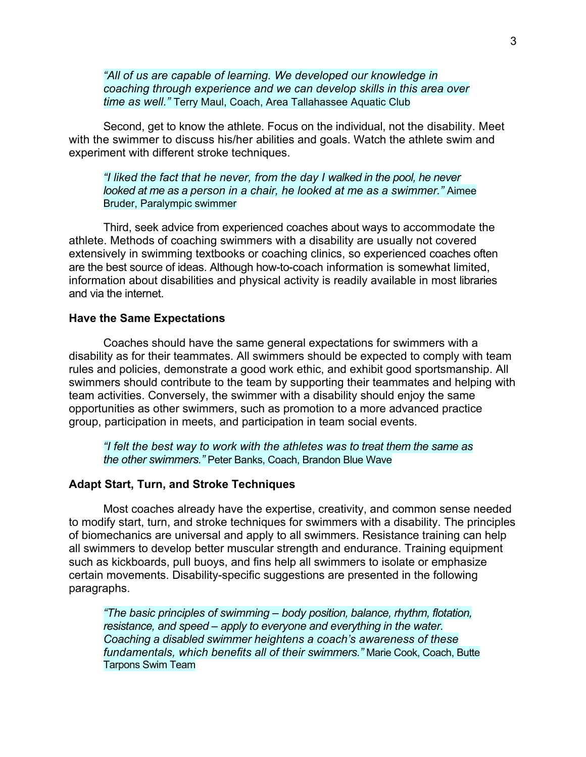> *"All of us are capable of learning. We developed our knowledge in coaching through experience and we can develop skills in this area over time as well."* Terry Maul, Coach, Area Tallahassee Aquatic Club

Second, get to know the athlete. Focus on the individual, not the disability. Meet with the swimmer to discuss his/her abilities and goals. Watch the athlete swim and experiment with different stroke techniques.

> *"I liked the fact that he never, from the day I walked in the pool, he never looked at me as a person in a chair, he looked at me as a swimmer."* Aimee Bruder, Paralympic swimmer

Third, seek advice from experienced coaches about ways to accommodate the athlete. Methods of coaching swimmers with a disability are usually not covered extensively in swimming textbooks or coaching clinics, so experienced coaches often are the best source of ideas. Although how-to-coach information is somewhat limited, information about disabilities and physical activity is readily available in most libraries and via the internet.

**Have the Same Expectations**

Coaches should have the same general expectations for swimmers with a disability as for their teammates. All swimmers should be expected to comply with team rules and policies, demonstrate a good work ethic, and exhibit good sportsmanship. All swimmers should contribute to the team by supporting their teammates and helping with team activities. Conversely, the swimmer with a disability should enjoy the same opportunities as other swimmers, such as promotion to a more advanced practice group, participation in meets, and participation in team social events.

> *"I felt the best way to work with the athletes was to treat them the same as the other swimmers."* Peter Banks, Coach, Brandon Blue Wave

**Adapt Start, Turn, and Stroke Techniques**

Most coaches already have the expertise, creativity, and common sense needed to modify start, turn, and stroke techniques for swimmers with a disability. The principles of biomechanics are universal and apply to all swimmers. Resistance training can help all swimmers to develop better muscular strength and endurance. Training equipment such as kickboards, pull buoys, and fins help all swimmers to isolate or emphasize certain movements. Disability-specific suggestions are presented in the following paragraphs.

> *"The basic principles of swimming – body position, balance, rhythm, flotation, resistance, and speed – apply to everyone and everything in the water. Coaching a disabled swimmer heightens a coach's awareness of these fundamentals, which benefits all of their swimmers."* Marie Cook, Coach, Butte Tarpons Swim Team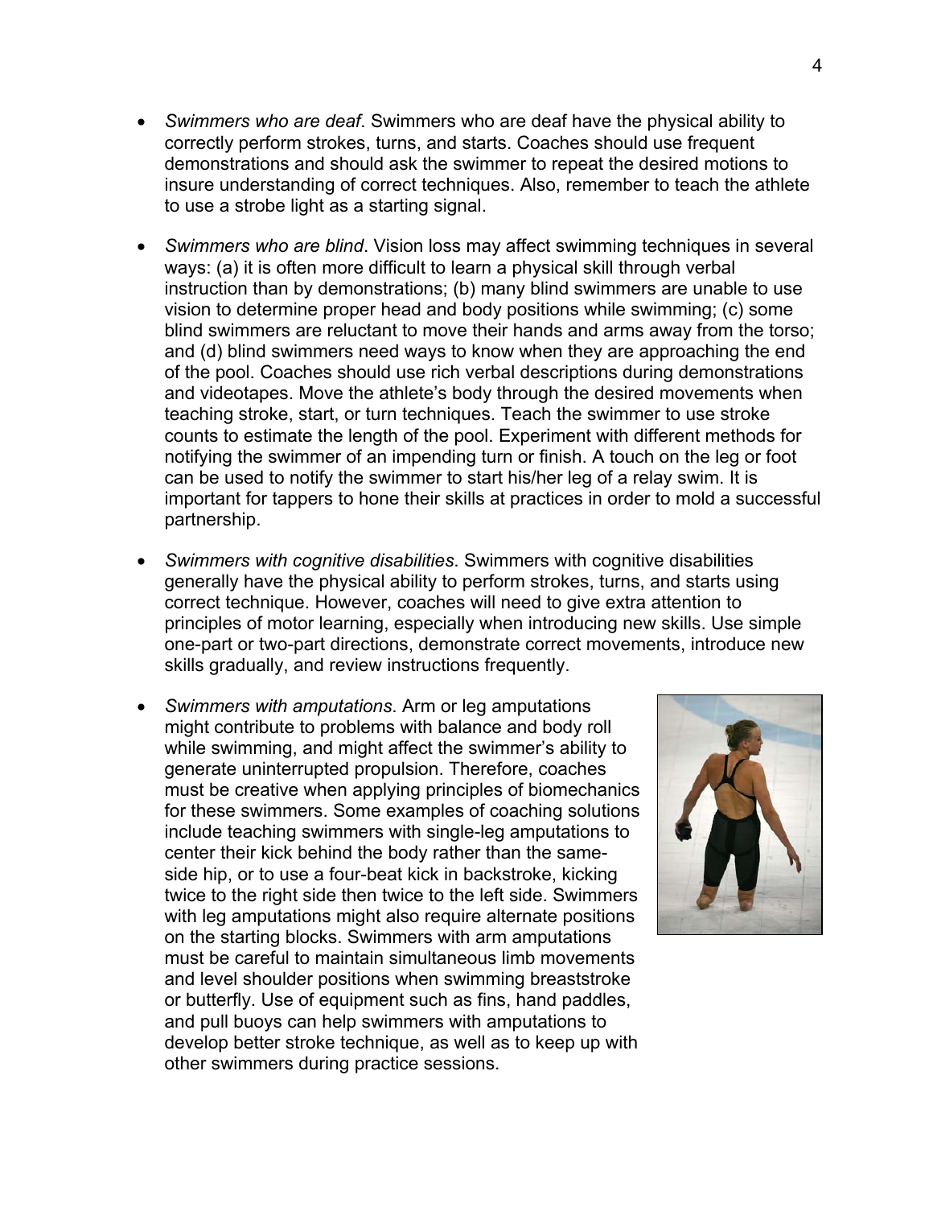- *Swimmers who are deaf*. Swimmers who are deaf have the physical ability to correctly perform strokes, turns, and starts. Coaches should use frequent demonstrations and should ask the swimmer to repeat the desired motions to insure understanding of correct techniques. Also, remember to teach the athlete to use a strobe light as a starting signal.

- *Swimmers who are blind*. Vision loss may affect swimming techniques in several ways: (a) it is often more difficult to learn a physical skill through verbal instruction than by demonstrations; (b) many blind swimmers are unable to use vision to determine proper head and body positions while swimming; (c) some blind swimmers are reluctant to move their hands and arms away from the torso; and (d) blind swimmers need ways to know when they are approaching the end of the pool. Coaches should use rich verbal descriptions during demonstrations and videotapes. Move the athlete's body through the desired movements when teaching stroke, start, or turn techniques. Teach the swimmer to use stroke counts to estimate the length of the pool. Experiment with different methods for notifying the swimmer of an impending turn or finish. A touch on the leg or foot can be used to notify the swimmer to start his/her leg of a relay swim. It is important for tappers to hone their skills at practices in order to mold a successful partnership.

- *Swimmers with cognitive disabilities*. Swimmers with cognitive disabilities generally have the physical ability to perform strokes, turns, and starts using correct technique. However, coaches will need to give extra attention to principles of motor learning, especially when introducing new skills. Use simple one-part or two-part directions, demonstrate correct movements, introduce new skills gradually, and review instructions frequently.

- *Swimmers with amputations*. Arm or leg amputations might contribute to problems with balance and body roll while swimming, and might affect the swimmer's ability to generate uninterrupted propulsion. Therefore, coaches must be creative when applying principles of biomechanics for these swimmers. Some examples of coaching solutions include teaching swimmers with single-leg amputations to center their kick behind the body rather than the same-side hip, or to use a four-beat kick in backstroke, kicking twice to the right side then twice to the left side. Swimmers with leg amputations might also require alternate positions on the starting blocks. Swimmers with arm amputations must be careful to maintain simultaneous limb movements and level shoulder positions when swimming breaststroke or butterfly. Use of equipment such as fins, hand paddles, and pull buoys can help swimmers with amputations to develop better stroke technique, as well as to keep up with other swimmers during practice sessions.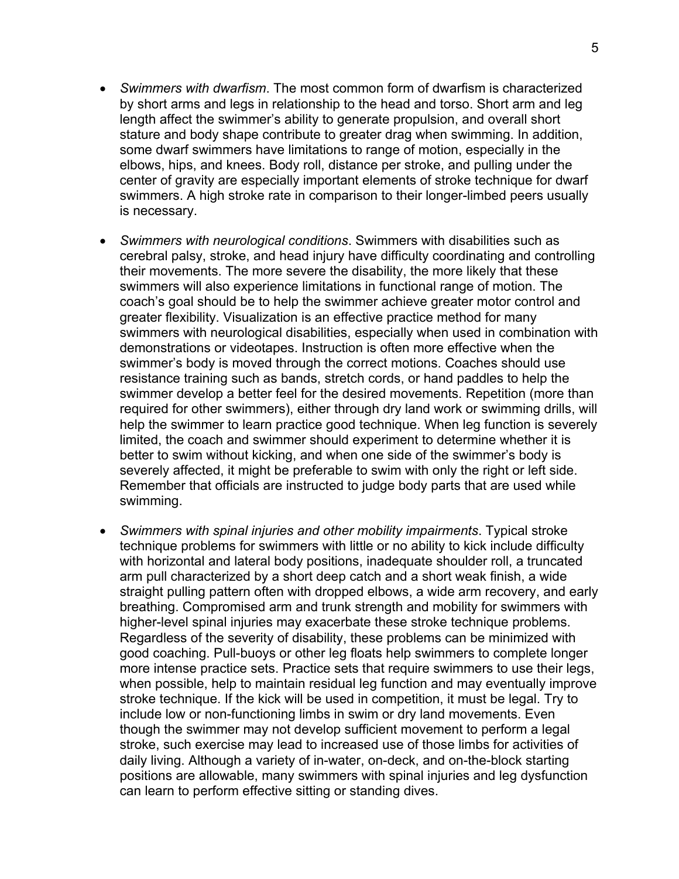- *Swimmers with dwarfism*. The most common form of dwarfism is characterized by short arms and legs in relationship to the head and torso. Short arm and leg length affect the swimmer's ability to generate propulsion, and overall short stature and body shape contribute to greater drag when swimming. In addition, some dwarf swimmers have limitations to range of motion, especially in the elbows, hips, and knees. Body roll, distance per stroke, and pulling under the center of gravity are especially important elements of stroke technique for dwarf swimmers. A high stroke rate in comparison to their longer-limbed peers usually is necessary.

- *Swimmers with neurological conditions*. Swimmers with disabilities such as cerebral palsy, stroke, and head injury have difficulty coordinating and controlling their movements. The more severe the disability, the more likely that these swimmers will also experience limitations in functional range of motion. The coach's goal should be to help the swimmer achieve greater motor control and greater flexibility. Visualization is an effective practice method for many swimmers with neurological disabilities, especially when used in combination with demonstrations or videotapes. Instruction is often more effective when the swimmer's body is moved through the correct motions. Coaches should use resistance training such as bands, stretch cords, or hand paddles to help the swimmer develop a better feel for the desired movements. Repetition (more than required for other swimmers), either through dry land work or swimming drills, will help the swimmer to learn practice good technique. When leg function is severely limited, the coach and swimmer should experiment to determine whether it is better to swim without kicking, and when one side of the swimmer's body is severely affected, it might be preferable to swim with only the right or left side. Remember that officials are instructed to judge body parts that are used while swimming.

- *Swimmers with spinal injuries and other mobility impairments*. Typical stroke technique problems for swimmers with little or no ability to kick include difficulty with horizontal and lateral body positions, inadequate shoulder roll, a truncated arm pull characterized by a short deep catch and a short weak finish, a wide straight pulling pattern often with dropped elbows, a wide arm recovery, and early breathing. Compromised arm and trunk strength and mobility for swimmers with higher-level spinal injuries may exacerbate these stroke technique problems. Regardless of the severity of disability, these problems can be minimized with good coaching. Pull-buoys or other leg floats help swimmers to complete longer more intense practice sets. Practice sets that require swimmers to use their legs, when possible, help to maintain residual leg function and may eventually improve stroke technique. If the kick will be used in competition, it must be legal. Try to include low or non-functioning limbs in swim or dry land movements. Even though the swimmer may not develop sufficient movement to perform a legal stroke, such exercise may lead to increased use of those limbs for activities of daily living. Although a variety of in-water, on-deck, and on-the-block starting positions are allowable, many swimmers with spinal injuries and leg dysfunction can learn to perform effective sitting or standing dives.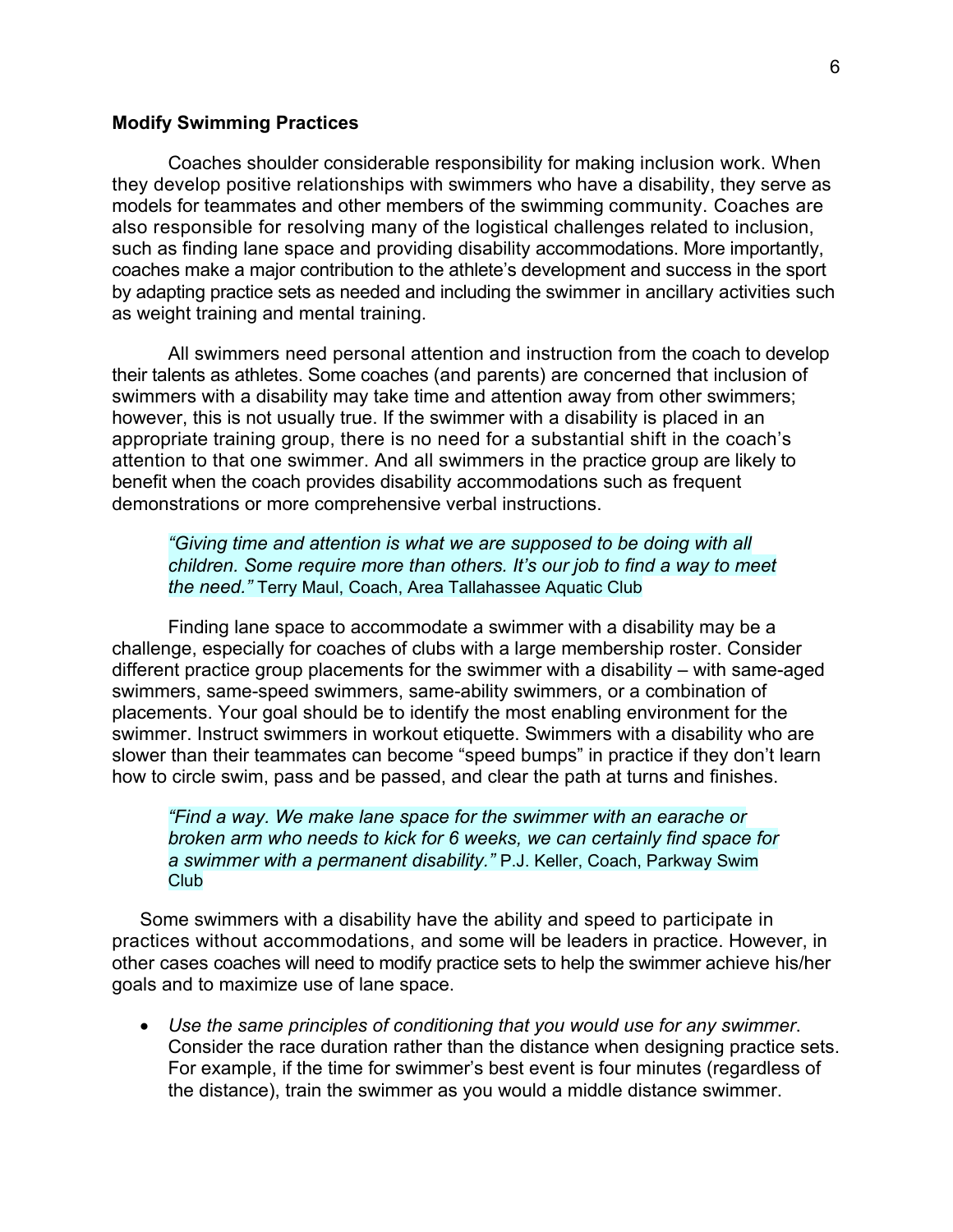**Modify Swimming Practices**

Coaches shoulder considerable responsibility for making inclusion work. When they develop positive relationships with swimmers who have a disability, they serve as models for teammates and other members of the swimming community. Coaches are also responsible for resolving many of the logistical challenges related to inclusion, such as finding lane space and providing disability accommodations. More importantly, coaches make a major contribution to the athlete's development and success in the sport by adapting practice sets as needed and including the swimmer in ancillary activities such as weight training and mental training.

All swimmers need personal attention and instruction from the coach to develop their talents as athletes. Some coaches (and parents) are concerned that inclusion of swimmers with a disability may take time and attention away from other swimmers; however, this is not usually true. If the swimmer with a disability is placed in an appropriate training group, there is no need for a substantial shift in the coach's attention to that one swimmer. And all swimmers in the practice group are likely to benefit when the coach provides disability accommodations such as frequent demonstrations or more comprehensive verbal instructions.

> *"Giving time and attention is what we are supposed to be doing with all children. Some require more than others. It's our job to find a way to meet the need."* Terry Maul, Coach, Area Tallahassee Aquatic Club

Finding lane space to accommodate a swimmer with a disability may be a challenge, especially for coaches of clubs with a large membership roster. Consider different practice group placements for the swimmer with a disability – with same-aged swimmers, same-speed swimmers, same-ability swimmers, or a combination of placements. Your goal should be to identify the most enabling environment for the swimmer. Instruct swimmers in workout etiquette. Swimmers with a disability who are slower than their teammates can become "speed bumps" in practice if they don't learn how to circle swim, pass and be passed, and clear the path at turns and finishes.

> *"Find a way. We make lane space for the swimmer with an earache or broken arm who needs to kick for 6 weeks, we can certainly find space for a swimmer with a permanent disability."* P.J. Keller, Coach, Parkway Swim Club

Some swimmers with a disability have the ability and speed to participate in practices without accommodations, and some will be leaders in practice. However, in other cases coaches will need to modify practice sets to help the swimmer achieve his/her goals and to maximize use of lane space.

- *Use the same principles of conditioning that you would use for any swimmer*. Consider the race duration rather than the distance when designing practice sets. For example, if the time for swimmer's best event is four minutes (regardless of the distance), train the swimmer as you would a middle distance swimmer.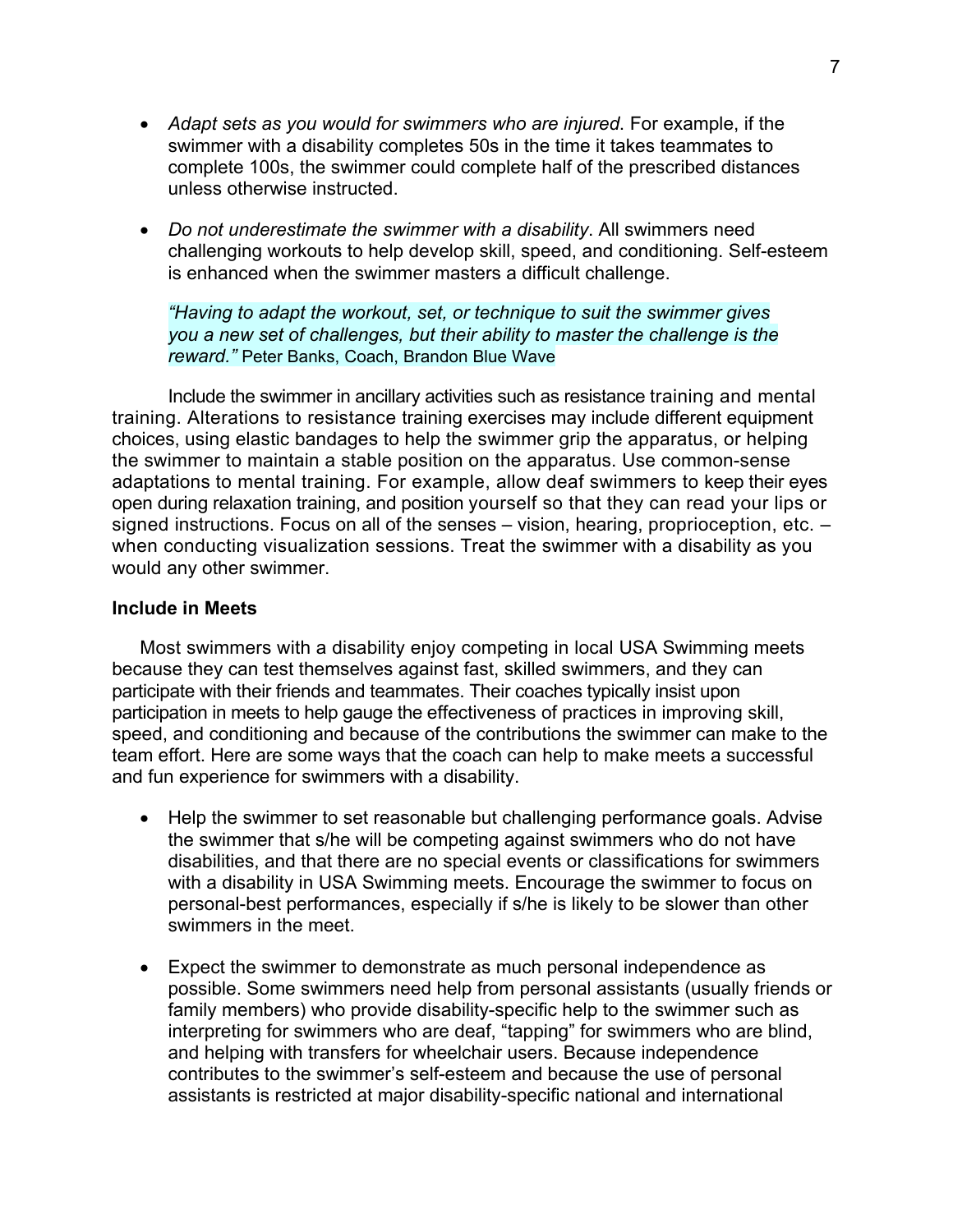- *Adapt sets as you would for swimmers who are injured*. For example, if the swimmer with a disability completes 50s in the time it takes teammates to complete 100s, the swimmer could complete half of the prescribed distances unless otherwise instructed.

- *Do not underestimate the swimmer with a disability*. All swimmers need challenging workouts to help develop skill, speed, and conditioning. Self-esteem is enhanced when the swimmer masters a difficult challenge.

  *"Having to adapt the workout, set, or technique to suit the swimmer gives you a new set of challenges, but their ability to master the challenge is the reward."* Peter Banks, Coach, Brandon Blue Wave

Include the swimmer in ancillary activities such as resistance training and mental training. Alterations to resistance training exercises may include different equipment choices, using elastic bandages to help the swimmer grip the apparatus, or helping the swimmer to maintain a stable position on the apparatus. Use common-sense adaptations to mental training. For example, allow deaf swimmers to keep their eyes open during relaxation training, and position yourself so that they can read your lips or signed instructions. Focus on all of the senses – vision, hearing, proprioception, etc. – when conducting visualization sessions. Treat the swimmer with a disability as you would any other swimmer.

**Include in Meets**

Most swimmers with a disability enjoy competing in local USA Swimming meets because they can test themselves against fast, skilled swimmers, and they can participate with their friends and teammates. Their coaches typically insist upon participation in meets to help gauge the effectiveness of practices in improving skill, speed, and conditioning and because of the contributions the swimmer can make to the team effort. Here are some ways that the coach can help to make meets a successful and fun experience for swimmers with a disability.

- Help the swimmer to set reasonable but challenging performance goals. Advise the swimmer that s/he will be competing against swimmers who do not have disabilities, and that there are no special events or classifications for swimmers with a disability in USA Swimming meets. Encourage the swimmer to focus on personal-best performances, especially if s/he is likely to be slower than other swimmers in the meet.

- Expect the swimmer to demonstrate as much personal independence as possible. Some swimmers need help from personal assistants (usually friends or family members) who provide disability-specific help to the swimmer such as interpreting for swimmers who are deaf, "tapping" for swimmers who are blind, and helping with transfers for wheelchair users. Because independence contributes to the swimmer's self-esteem and because the use of personal assistants is restricted at major disability-specific national and international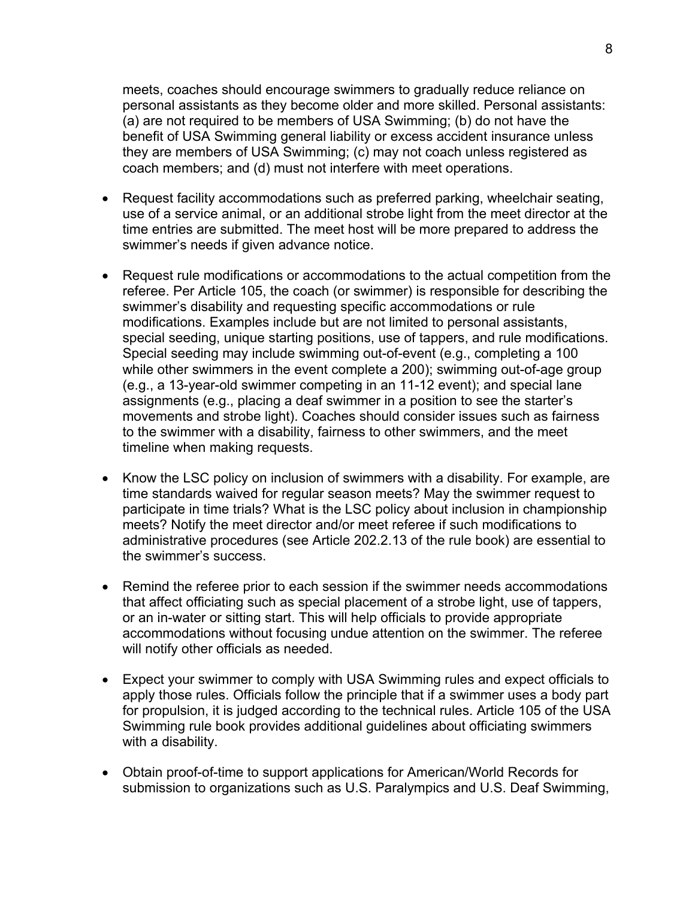meets, coaches should encourage swimmers to gradually reduce reliance on personal assistants as they become older and more skilled. Personal assistants: (a) are not required to be members of USA Swimming; (b) do not have the benefit of USA Swimming general liability or excess accident insurance unless they are members of USA Swimming; (c) may not coach unless registered as coach members; and (d) must not interfere with meet operations.

- Request facility accommodations such as preferred parking, wheelchair seating, use of a service animal, or an additional strobe light from the meet director at the time entries are submitted. The meet host will be more prepared to address the swimmer's needs if given advance notice.

- Request rule modifications or accommodations to the actual competition from the referee. Per Article 105, the coach (or swimmer) is responsible for describing the swimmer's disability and requesting specific accommodations or rule modifications. Examples include but are not limited to personal assistants, special seeding, unique starting positions, use of tappers, and rule modifications. Special seeding may include swimming out-of-event (e.g., completing a 100 while other swimmers in the event complete a 200); swimming out-of-age group (e.g., a 13-year-old swimmer competing in an 11-12 event); and special lane assignments (e.g., placing a deaf swimmer in a position to see the starter's movements and strobe light). Coaches should consider issues such as fairness to the swimmer with a disability, fairness to other swimmers, and the meet timeline when making requests.

- Know the LSC policy on inclusion of swimmers with a disability. For example, are time standards waived for regular season meets? May the swimmer request to participate in time trials? What is the LSC policy about inclusion in championship meets? Notify the meet director and/or meet referee if such modifications to administrative procedures (see Article 202.2.13 of the rule book) are essential to the swimmer's success.

- Remind the referee prior to each session if the swimmer needs accommodations that affect officiating such as special placement of a strobe light, use of tappers, or an in-water or sitting start. This will help officials to provide appropriate accommodations without focusing undue attention on the swimmer. The referee will notify other officials as needed.

- Expect your swimmer to comply with USA Swimming rules and expect officials to apply those rules. Officials follow the principle that if a swimmer uses a body part for propulsion, it is judged according to the technical rules. Article 105 of the USA Swimming rule book provides additional guidelines about officiating swimmers with a disability.

- Obtain proof-of-time to support applications for American/World Records for submission to organizations such as U.S. Paralympics and U.S. Deaf Swimming,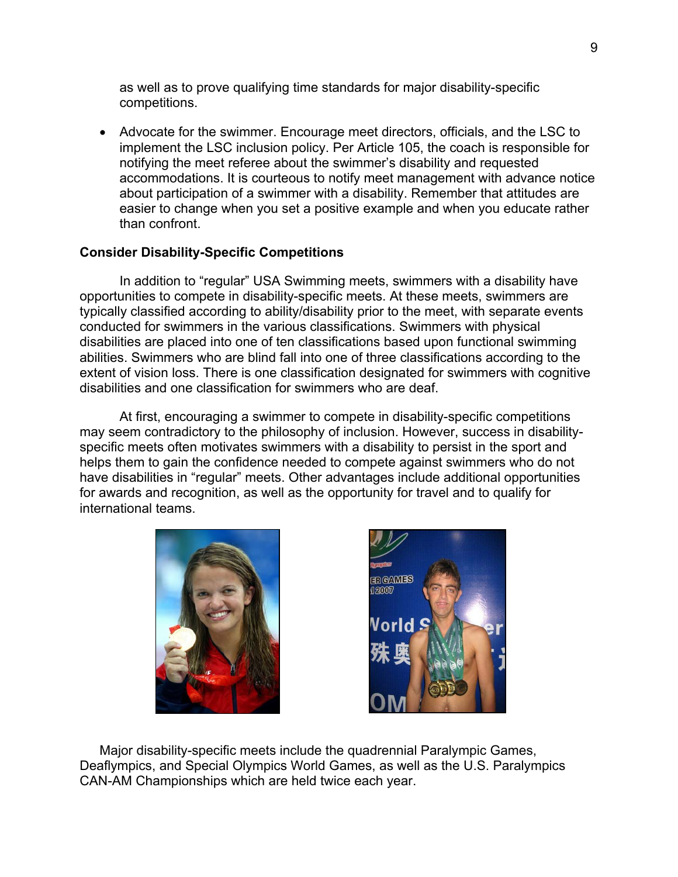as well as to prove qualifying time standards for major disability-specific competitions.

- Advocate for the swimmer. Encourage meet directors, officials, and the LSC to implement the LSC inclusion policy. Per Article 105, the coach is responsible for notifying the meet referee about the swimmer's disability and requested accommodations. It is courteous to notify meet management with advance notice about participation of a swimmer with a disability. Remember that attitudes are easier to change when you set a positive example and when you educate rather than confront.

**Consider Disability-Specific Competitions**

In addition to "regular" USA Swimming meets, swimmers with a disability have opportunities to compete in disability-specific meets. At these meets, swimmers are typically classified according to ability/disability prior to the meet, with separate events conducted for swimmers in the various classifications. Swimmers with physical disabilities are placed into one of ten classifications based upon functional swimming abilities. Swimmers who are blind fall into one of three classifications according to the extent of vision loss. There is one classification designated for swimmers with cognitive disabilities and one classification for swimmers who are deaf.

At first, encouraging a swimmer to compete in disability-specific competitions may seem contradictory to the philosophy of inclusion. However, success in disability-specific meets often motivates swimmers with a disability to persist in the sport and helps them to gain the confidence needed to compete against swimmers who do not have disabilities in "regular" meets. Other advantages include additional opportunities for awards and recognition, as well as the opportunity for travel and to qualify for international teams.

Major disability-specific meets include the quadrennial Paralympic Games, Deaflympics, and Special Olympics World Games, as well as the U.S. Paralympics CAN-AM Championships which are held twice each year.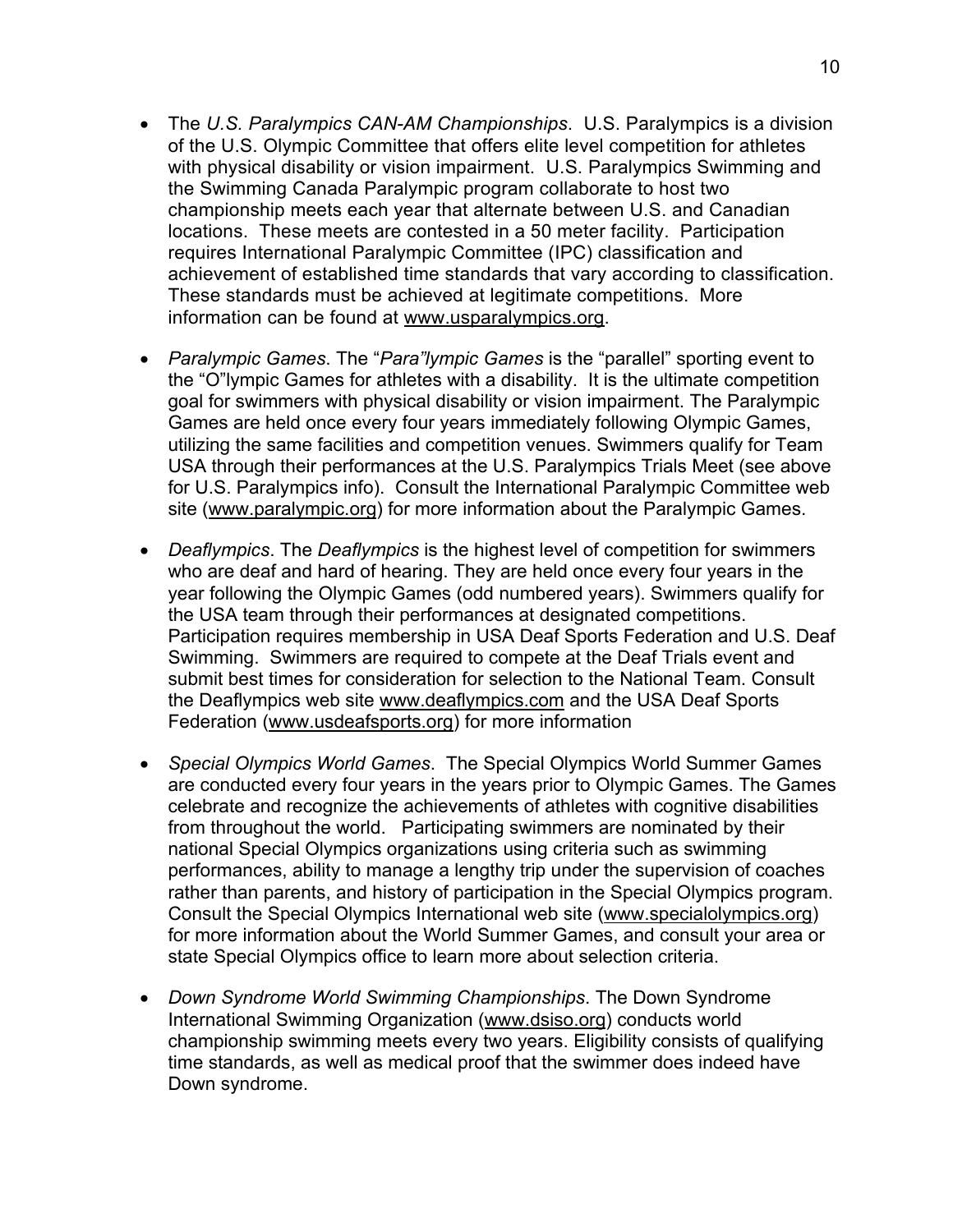- The *U.S. Paralympics CAN-AM Championships*. U.S. Paralympics is a division of the U.S. Olympic Committee that offers elite level competition for athletes with physical disability or vision impairment. U.S. Paralympics Swimming and the Swimming Canada Paralympic program collaborate to host two championship meets each year that alternate between U.S. and Canadian locations. These meets are contested in a 50 meter facility. Participation requires International Paralympic Committee (IPC) classification and achievement of established time standards that vary according to classification. These standards must be achieved at legitimate competitions. More information can be found at www.usparalympics.org.

- *Paralympic Games*. The "*Para"lympic Games* is the "parallel" sporting event to the "O"lympic Games for athletes with a disability. It is the ultimate competition goal for swimmers with physical disability or vision impairment. The Paralympic Games are held once every four years immediately following Olympic Games, utilizing the same facilities and competition venues. Swimmers qualify for Team USA through their performances at the U.S. Paralympics Trials Meet (see above for U.S. Paralympics info). Consult the International Paralympic Committee web site (www.paralympic.org) for more information about the Paralympic Games.

- *Deaflympics*. The *Deaflympics* is the highest level of competition for swimmers who are deaf and hard of hearing. They are held once every four years in the year following the Olympic Games (odd numbered years). Swimmers qualify for the USA team through their performances at designated competitions. Participation requires membership in USA Deaf Sports Federation and U.S. Deaf Swimming. Swimmers are required to compete at the Deaf Trials event and submit best times for consideration for selection to the National Team. Consult the Deaflympics web site www.deaflympics.com and the USA Deaf Sports Federation (www.usdeafsports.org) for more information

- *Special Olympics World Games*. The Special Olympics World Summer Games are conducted every four years in the years prior to Olympic Games. The Games celebrate and recognize the achievements of athletes with cognitive disabilities from throughout the world. Participating swimmers are nominated by their national Special Olympics organizations using criteria such as swimming performances, ability to manage a lengthy trip under the supervision of coaches rather than parents, and history of participation in the Special Olympics program. Consult the Special Olympics International web site (www.specialolympics.org) for more information about the World Summer Games, and consult your area or state Special Olympics office to learn more about selection criteria.

- *Down Syndrome World Swimming Championships*. The Down Syndrome International Swimming Organization (www.dsiso.org) conducts world championship swimming meets every two years. Eligibility consists of qualifying time standards, as well as medical proof that the swimmer does indeed have Down syndrome.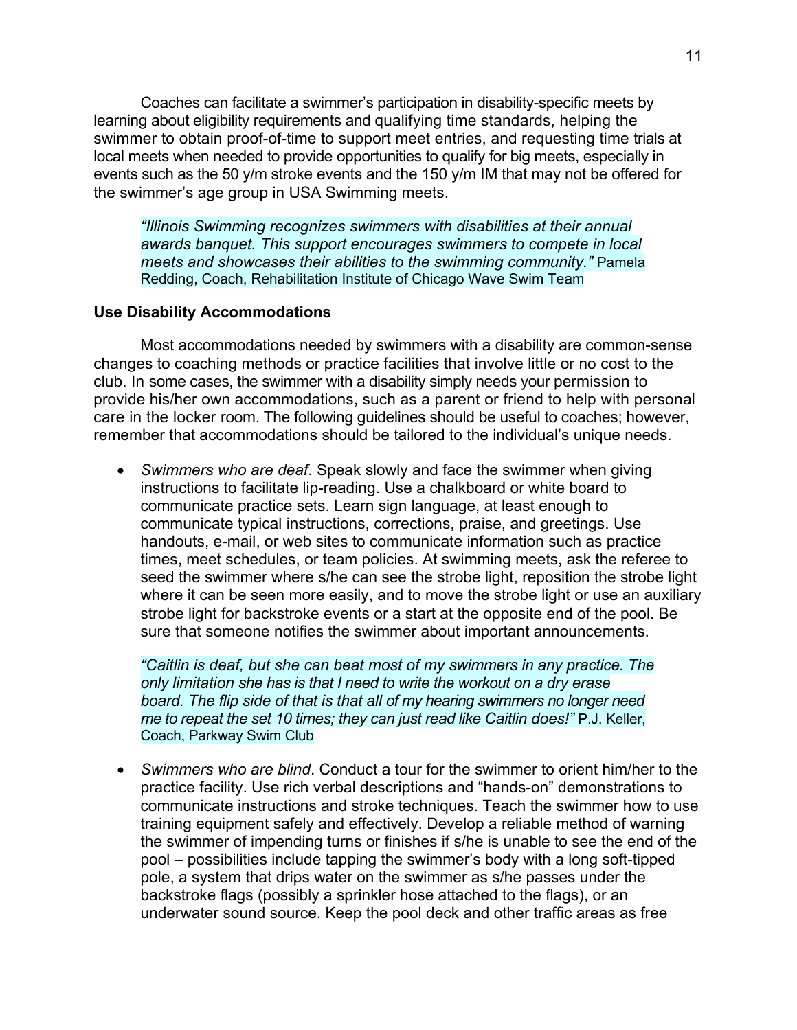Coaches can facilitate a swimmer's participation in disability-specific meets by learning about eligibility requirements and qualifying time standards, helping the swimmer to obtain proof-of-time to support meet entries, and requesting time trials at local meets when needed to provide opportunities to qualify for big meets, especially in events such as the 50 y/m stroke events and the 150 y/m IM that may not be offered for the swimmer's age group in USA Swimming meets.

> *"Illinois Swimming recognizes swimmers with disabilities at their annual awards banquet. This support encourages swimmers to compete in local meets and showcases their abilities to the swimming community."* Pamela Redding, Coach, Rehabilitation Institute of Chicago Wave Swim Team

### Use Disability Accommodations

Most accommodations needed by swimmers with a disability are common-sense changes to coaching methods or practice facilities that involve little or no cost to the club. In some cases, the swimmer with a disability simply needs your permission to provide his/her own accommodations, such as a parent or friend to help with personal care in the locker room. The following guidelines should be useful to coaches; however, remember that accommodations should be tailored to the individual's unique needs.

- *Swimmers who are deaf*. Speak slowly and face the swimmer when giving instructions to facilitate lip-reading. Use a chalkboard or white board to communicate practice sets. Learn sign language, at least enough to communicate typical instructions, corrections, praise, and greetings. Use handouts, e-mail, or web sites to communicate information such as practice times, meet schedules, or team policies. At swimming meets, ask the referee to seed the swimmer where s/he can see the strobe light, reposition the strobe light where it can be seen more easily, and to move the strobe light or use an auxiliary strobe light for backstroke events or a start at the opposite end of the pool. Be sure that someone notifies the swimmer about important announcements.

  > *"Caitlin is deaf, but she can beat most of my swimmers in any practice. The only limitation she has is that I need to write the workout on a dry erase board. The flip side of that is that all of my hearing swimmers no longer need me to repeat the set 10 times; they can just read like Caitlin does!"* P.J. Keller, Coach, Parkway Swim Club

- *Swimmers who are blind*. Conduct a tour for the swimmer to orient him/her to the practice facility. Use rich verbal descriptions and "hands-on" demonstrations to communicate instructions and stroke techniques. Teach the swimmer how to use training equipment safely and effectively. Develop a reliable method of warning the swimmer of impending turns or finishes if s/he is unable to see the end of the pool – possibilities include tapping the swimmer's body with a long soft-tipped pole, a system that drips water on the swimmer as s/he passes under the backstroke flags (possibly a sprinkler hose attached to the flags), or an underwater sound source. Keep the pool deck and other traffic areas as free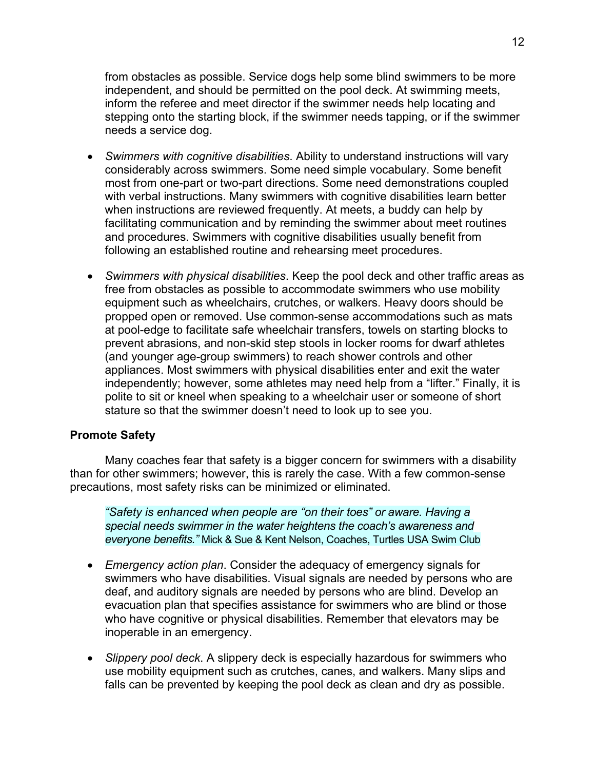from obstacles as possible. Service dogs help some blind swimmers to be more independent, and should be permitted on the pool deck. At swimming meets, inform the referee and meet director if the swimmer needs help locating and stepping onto the starting block, if the swimmer needs tapping, or if the swimmer needs a service dog.

- *Swimmers with cognitive disabilities*. Ability to understand instructions will vary considerably across swimmers. Some need simple vocabulary. Some benefit most from one-part or two-part directions. Some need demonstrations coupled with verbal instructions. Many swimmers with cognitive disabilities learn better when instructions are reviewed frequently. At meets, a buddy can help by facilitating communication and by reminding the swimmer about meet routines and procedures. Swimmers with cognitive disabilities usually benefit from following an established routine and rehearsing meet procedures.

- *Swimmers with physical disabilities*. Keep the pool deck and other traffic areas as free from obstacles as possible to accommodate swimmers who use mobility equipment such as wheelchairs, crutches, or walkers. Heavy doors should be propped open or removed. Use common-sense accommodations such as mats at pool-edge to facilitate safe wheelchair transfers, towels on starting blocks to prevent abrasions, and non-skid step stools in locker rooms for dwarf athletes (and younger age-group swimmers) to reach shower controls and other appliances. Most swimmers with physical disabilities enter and exit the water independently; however, some athletes may need help from a "lifter." Finally, it is polite to sit or kneel when speaking to a wheelchair user or someone of short stature so that the swimmer doesn't need to look up to see you.

**Promote Safety**

Many coaches fear that safety is a bigger concern for swimmers with a disability than for other swimmers; however, this is rarely the case. With a few common-sense precautions, most safety risks can be minimized or eliminated.

> *"Safety is enhanced when people are "on their toes" or aware. Having a special needs swimmer in the water heightens the coach's awareness and everyone benefits."* Mick & Sue & Kent Nelson, Coaches, Turtles USA Swim Club

- *Emergency action plan*. Consider the adequacy of emergency signals for swimmers who have disabilities. Visual signals are needed by persons who are deaf, and auditory signals are needed by persons who are blind. Develop an evacuation plan that specifies assistance for swimmers who are blind or those who have cognitive or physical disabilities. Remember that elevators may be inoperable in an emergency.

- *Slippery pool deck*. A slippery deck is especially hazardous for swimmers who use mobility equipment such as crutches, canes, and walkers. Many slips and falls can be prevented by keeping the pool deck as clean and dry as possible.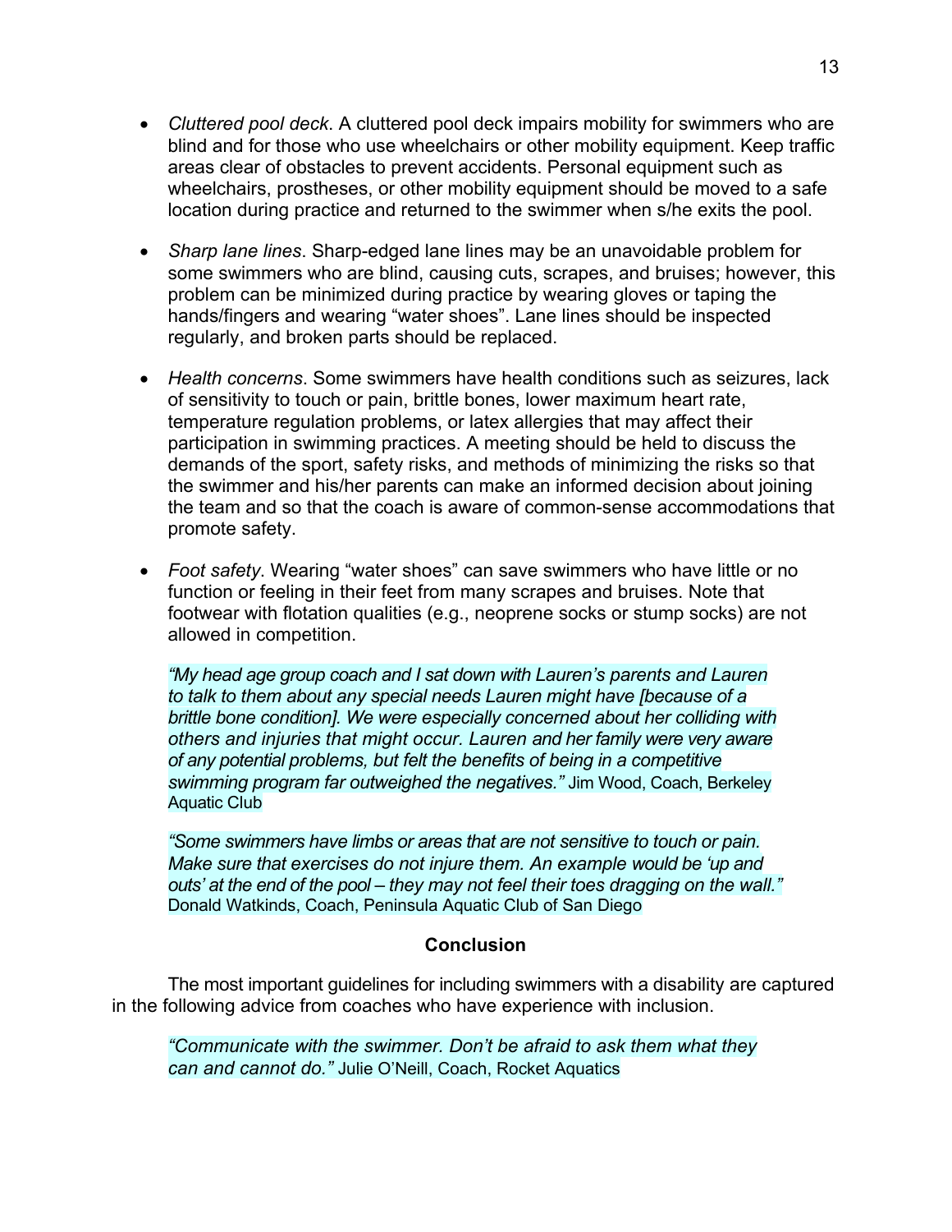- *Cluttered pool deck*. A cluttered pool deck impairs mobility for swimmers who are blind and for those who use wheelchairs or other mobility equipment. Keep traffic areas clear of obstacles to prevent accidents. Personal equipment such as wheelchairs, prostheses, or other mobility equipment should be moved to a safe location during practice and returned to the swimmer when s/he exits the pool.

- *Sharp lane lines*. Sharp-edged lane lines may be an unavoidable problem for some swimmers who are blind, causing cuts, scrapes, and bruises; however, this problem can be minimized during practice by wearing gloves or taping the hands/fingers and wearing "water shoes". Lane lines should be inspected regularly, and broken parts should be replaced.

- *Health concerns*. Some swimmers have health conditions such as seizures, lack of sensitivity to touch or pain, brittle bones, lower maximum heart rate, temperature regulation problems, or latex allergies that may affect their participation in swimming practices. A meeting should be held to discuss the demands of the sport, safety risks, and methods of minimizing the risks so that the swimmer and his/her parents can make an informed decision about joining the team and so that the coach is aware of common-sense accommodations that promote safety.

- *Foot safety*. Wearing "water shoes" can save swimmers who have little or no function or feeling in their feet from many scrapes and bruises. Note that footwear with flotation qualities (e.g., neoprene socks or stump socks) are not allowed in competition.

  *"My head age group coach and I sat down with Lauren's parents and Lauren to talk to them about any special needs Lauren might have [because of a brittle bone condition]. We were especially concerned about her colliding with others and injuries that might occur. Lauren and her family were very aware of any potential problems, but felt the benefits of being in a competitive swimming program far outweighed the negatives."* Jim Wood, Coach, Berkeley Aquatic Club

  *"Some swimmers have limbs or areas that are not sensitive to touch or pain. Make sure that exercises do not injure them. An example would be 'up and outs' at the end of the pool – they may not feel their toes dragging on the wall."* Donald Watkinds, Coach, Peninsula Aquatic Club of San Diego

### Conclusion

The most important guidelines for including swimmers with a disability are captured in the following advice from coaches who have experience with inclusion.

*"Communicate with the swimmer. Don't be afraid to ask them what they can and cannot do."* Julie O'Neill, Coach, Rocket Aquatics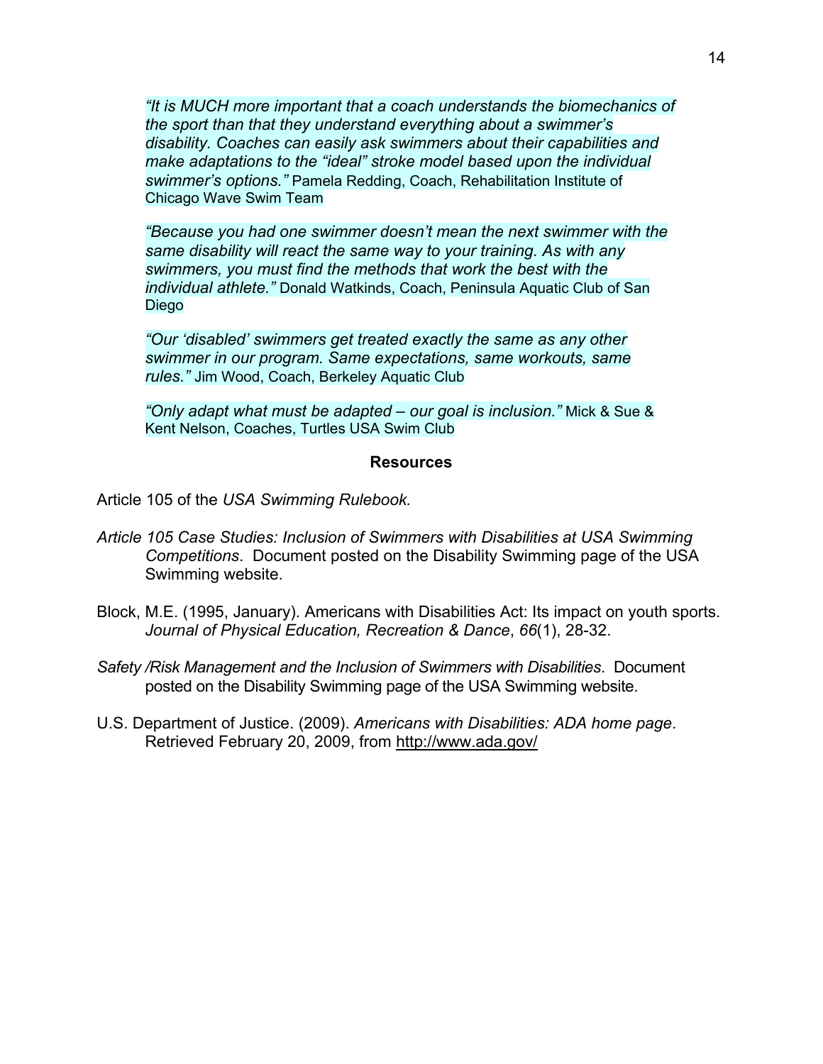*"It is MUCH more important that a coach understands the biomechanics of the sport than that they understand everything about a swimmer's disability. Coaches can easily ask swimmers about their capabilities and make adaptations to the "ideal" stroke model based upon the individual swimmer's options."* Pamela Redding, Coach, Rehabilitation Institute of Chicago Wave Swim Team

*"Because you had one swimmer doesn't mean the next swimmer with the same disability will react the same way to your training. As with any swimmers, you must find the methods that work the best with the individual athlete."* Donald Watkinds, Coach, Peninsula Aquatic Club of San Diego

*"Our 'disabled' swimmers get treated exactly the same as any other swimmer in our program. Same expectations, same workouts, same rules."* Jim Wood, Coach, Berkeley Aquatic Club

*"Only adapt what must be adapted – our goal is inclusion."* Mick & Sue & Kent Nelson, Coaches, Turtles USA Swim Club

## Resources

Article 105 of the *USA Swimming Rulebook.*

*Article 105 Case Studies: Inclusion of Swimmers with Disabilities at USA Swimming Competitions*. Document posted on the Disability Swimming page of the USA Swimming website.

Block, M.E. (1995, January). Americans with Disabilities Act: Its impact on youth sports. *Journal of Physical Education, Recreation & Dance*, *66*(1), 28-32.

*Safety /Risk Management and the Inclusion of Swimmers with Disabilities*. Document posted on the Disability Swimming page of the USA Swimming website.

U.S. Department of Justice. (2009). *Americans with Disabilities: ADA home page*. Retrieved February 20, 2009, from http://www.ada.gov/